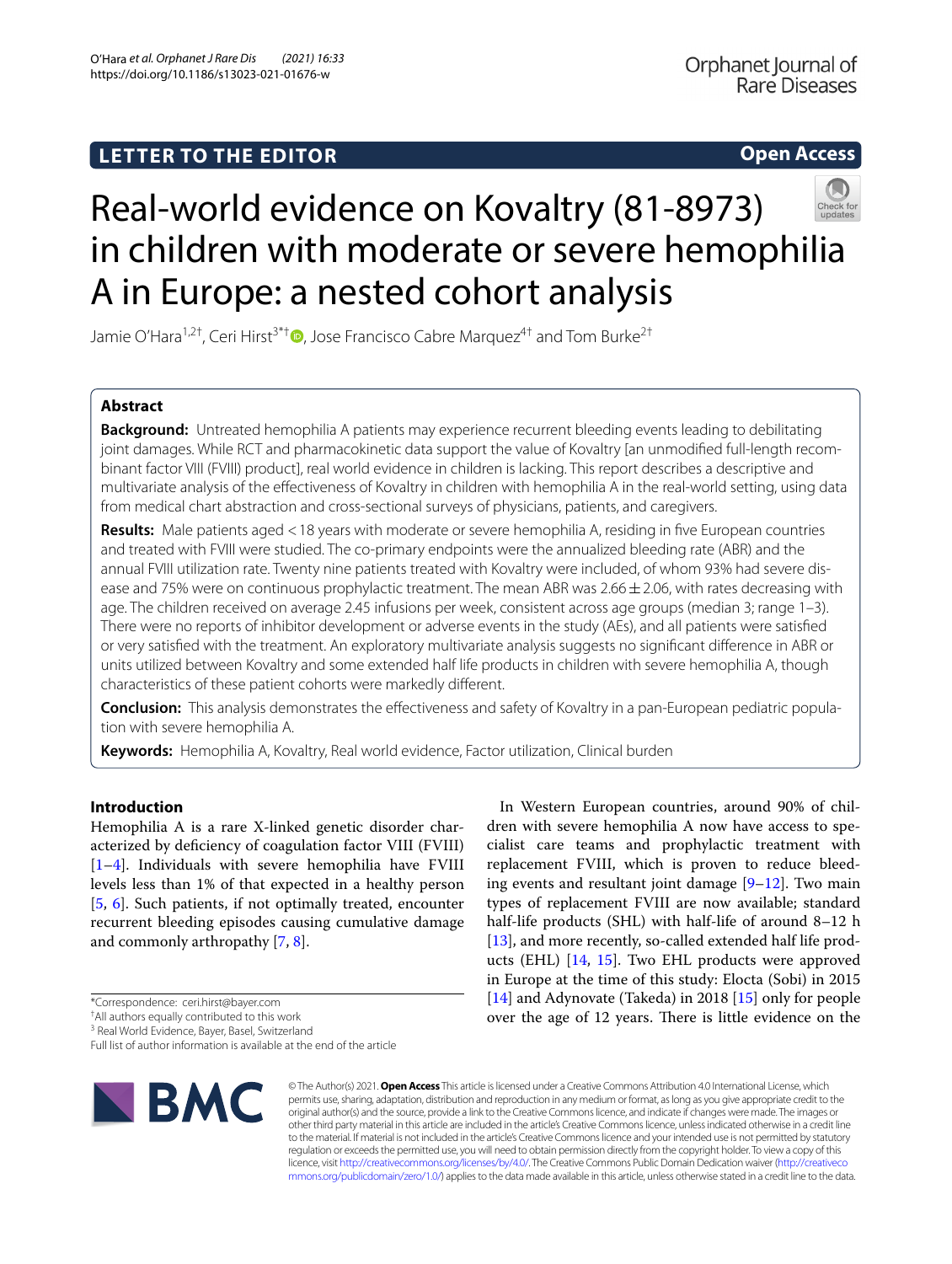**LETTER TO THE EDITOR** **Open Access**

# Real-world evidence on Kovaltry (81-8973) in children with moderate or severe hemophilia A in Europe: a nested cohort analysis

Jamie O'Hara[1,2†], Ceri Hirst[3*†], Jose Francisco Cabre Marquez[4†] and Tom Burke[2†]

## Abstract

**Background:** Untreated hemophilia A patients may experience recurrent bleeding events leading to debilitating joint damages. While RCT and pharmacokinetic data support the value of Kovaltry [an unmodified full-length recombinant factor VIII (FVIII) product], real world evidence in children is lacking. This report describes a descriptive and multivariate analysis of the effectiveness of Kovaltry in children with hemophilia A in the real-world setting, using data from medical chart abstraction and cross-sectional surveys of physicians, patients, and caregivers.

**Results:** Male patients aged <18 years with moderate or severe hemophilia A, residing in five European countries and treated with FVIII were studied. The co-primary endpoints were the annualized bleeding rate (ABR) and the annual FVIII utilization rate. Twenty nine patients treated with Kovaltry were included, of whom 93% had severe disease and 75% were on continuous prophylactic treatment. The mean ABR was 2.66 ± 2.06, with rates decreasing with age. The children received on average 2.45 infusions per week, consistent across age groups (median 3; range 1–3). There were no reports of inhibitor development or adverse events in the study (AEs), and all patients were satisfied or very satisfied with the treatment. An exploratory multivariate analysis suggests no significant difference in ABR or units utilized between Kovaltry and some extended half life products in children with severe hemophilia A, though characteristics of these patient cohorts were markedly different.

**Conclusion:** This analysis demonstrates the effectiveness and safety of Kovaltry in a pan-European pediatric population with severe hemophilia A.

**Keywords:** Hemophilia A, Kovaltry, Real world evidence, Factor utilization, Clinical burden

## Introduction

Hemophilia A is a rare X-linked genetic disorder characterized by deficiency of coagulation factor VIII (FVIII) [1–4]. Individuals with severe hemophilia have FVIII levels less than 1% of that expected in a healthy person [5, 6]. Such patients, if not optimally treated, encounter recurrent bleeding episodes causing cumulative damage and commonly arthropathy [7, 8].

In Western European countries, around 90% of children with severe hemophilia A now have access to specialist care teams and prophylactic treatment with replacement FVIII, which is proven to reduce bleeding events and resultant joint damage [9–12]. Two main types of replacement FVIII are now available; standard half-life products (SHL) with half-life of around 8–12 h [13], and more recently, so-called extended half life products (EHL) [14, 15]. Two EHL products were approved in Europe at the time of this study: Elocta (Sobi) in 2015 [14] and Adynovate (Takeda) in 2018 [15] only for people over the age of 12 years. There is little evidence on the

*Correspondence: ceri.hirst@bayer.com
†All authors equally contributed to this work
[3] Real World Evidence, Bayer, Basel, Switzerland
Full list of author information is available at the end of the article

© The Author(s) 2021. **Open Access** This article is licensed under a Creative Commons Attribution 4.0 International License, which permits use, sharing, adaptation, distribution and reproduction in any medium or format, as long as you give appropriate credit to the original author(s) and the source, provide a link to the Creative Commons licence, and indicate if changes were made. The images or other third party material in this article are included in the article's Creative Commons licence, unless indicated otherwise in a credit line to the material. If material is not included in the article's Creative Commons licence and your intended use is not permitted by statutory regulation or exceeds the permitted use, you will need to obtain permission directly from the copyright holder. To view a copy of this licence, visit http://creativecommons.org/licenses/by/4.0/. The Creative Commons Public Domain Dedication waiver (http://creativecommons.org/publicdomain/zero/1.0/) applies to the data made available in this article, unless otherwise stated in a credit line to the data.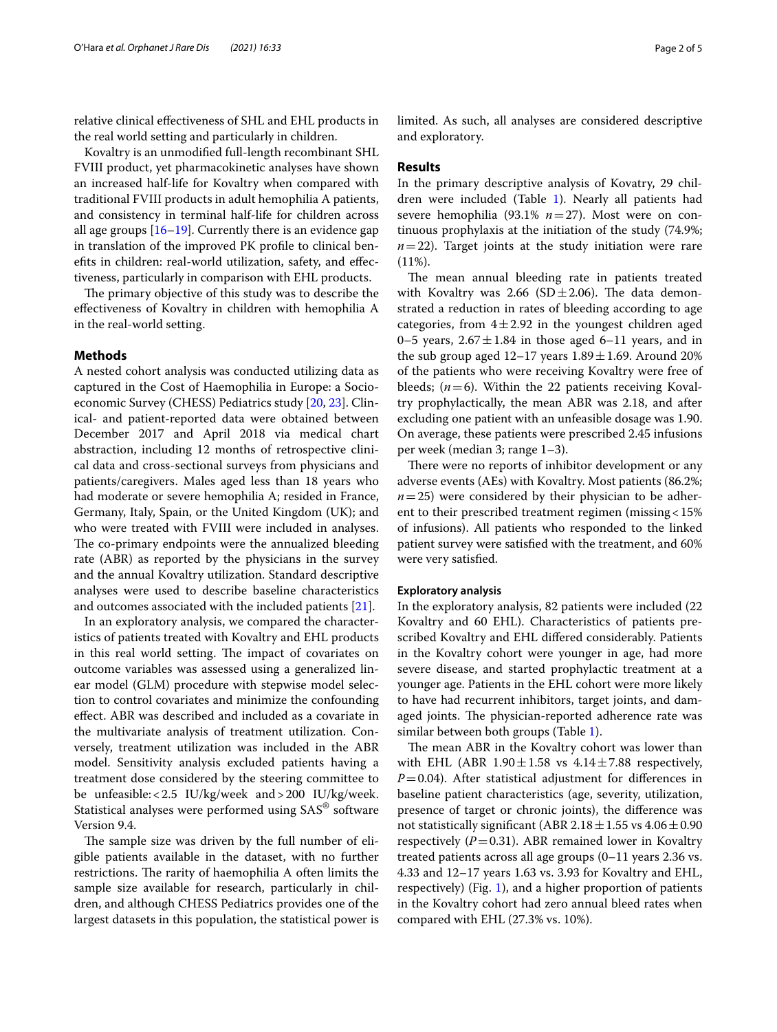relative clinical effectiveness of SHL and EHL products in the real world setting and particularly in children.

Kovaltry is an unmodified full-length recombinant SHL FVIII product, yet pharmacokinetic analyses have shown an increased half-life for Kovaltry when compared with traditional FVIII products in adult hemophilia A patients, and consistency in terminal half-life for children across all age groups [16–19]. Currently there is an evidence gap in translation of the improved PK profile to clinical benefits in children: real-world utilization, safety, and effectiveness, particularly in comparison with EHL products.

The primary objective of this study was to describe the effectiveness of Kovaltry in children with hemophilia A in the real-world setting.

## Methods

A nested cohort analysis was conducted utilizing data as captured in the Cost of Haemophilia in Europe: a Socioeconomic Survey (CHESS) Pediatrics study [20, 23]. Clinical- and patient-reported data were obtained between December 2017 and April 2018 via medical chart abstraction, including 12 months of retrospective clinical data and cross-sectional surveys from physicians and patients/caregivers. Males aged less than 18 years who had moderate or severe hemophilia A; resided in France, Germany, Italy, Spain, or the United Kingdom (UK); and who were treated with FVIII were included in analyses. The co-primary endpoints were the annualized bleeding rate (ABR) as reported by the physicians in the survey and the annual Kovaltry utilization. Standard descriptive analyses were used to describe baseline characteristics and outcomes associated with the included patients [21].

In an exploratory analysis, we compared the characteristics of patients treated with Kovaltry and EHL products in this real world setting. The impact of covariates on outcome variables was assessed using a generalized linear model (GLM) procedure with stepwise model selection to control covariates and minimize the confounding effect. ABR was described and included as a covariate in the multivariate analysis of treatment utilization. Conversely, treatment utilization was included in the ABR model. Sensitivity analysis excluded patients having a treatment dose considered by the steering committee to be unfeasible: < 2.5 IU/kg/week and > 200 IU/kg/week. Statistical analyses were performed using SAS® software Version 9.4.

The sample size was driven by the full number of eligible patients available in the dataset, with no further restrictions. The rarity of haemophilia A often limits the sample size available for research, particularly in children, and although CHESS Pediatrics provides one of the largest datasets in this population, the statistical power is limited. As such, all analyses are considered descriptive and exploratory.

## Results

In the primary descriptive analysis of Kovatry, 29 children were included (Table 1). Nearly all patients had severe hemophilia (93.1% $n = 27$). Most were on continuous prophylaxis at the initiation of the study (74.9%; $n = 22$). Target joints at the study initiation were rare (11%).

The mean annual bleeding rate in patients treated with Kovaltry was 2.66 (SD ± 2.06). The data demonstrated a reduction in rates of bleeding according to age categories, from 4 ± 2.92 in the youngest children aged 0–5 years, 2.67 ± 1.84 in those aged 6–11 years, and in the sub group aged 12–17 years 1.89 ± 1.69. Around 20% of the patients who were receiving Kovaltry were free of bleeds; ($n = 6$). Within the 22 patients receiving Kovaltry prophylactically, the mean ABR was 2.18, and after excluding one patient with an unfeasible dosage was 1.90. On average, these patients were prescribed 2.45 infusions per week (median 3; range 1–3).

There were no reports of inhibitor development or any adverse events (AEs) with Kovaltry. Most patients (86.2%; $n = 25$) were considered by their physician to be adherent to their prescribed treatment regimen (missing < 15% of infusions). All patients who responded to the linked patient survey were satisfied with the treatment, and 60% were very satisfied.

### Exploratory analysis

In the exploratory analysis, 82 patients were included (22 Kovaltry and 60 EHL). Characteristics of patients prescribed Kovaltry and EHL differed considerably. Patients in the Kovaltry cohort were younger in age, had more severe disease, and started prophylactic treatment at a younger age. Patients in the EHL cohort were more likely to have had recurrent inhibitors, target joints, and damaged joints. The physician-reported adherence rate was similar between both groups (Table 1).

The mean ABR in the Kovaltry cohort was lower than with EHL (ABR 1.90 ± 1.58 vs 4.14 ± 7.88 respectively, $P = 0.04$). After statistical adjustment for differences in baseline patient characteristics (age, severity, utilization, presence of target or chronic joints), the difference was not statistically significant (ABR 2.18 ± 1.55 vs 4.06 ± 0.90 respectively ($P = 0.31$). ABR remained lower in Kovaltry treated patients across all age groups (0–11 years 2.36 vs. 4.33 and 12–17 years 1.63 vs. 3.93 for Kovaltry and EHL, respectively) (Fig. 1), and a higher proportion of patients in the Kovaltry cohort had zero annual bleed rates when compared with EHL (27.3% vs. 10%).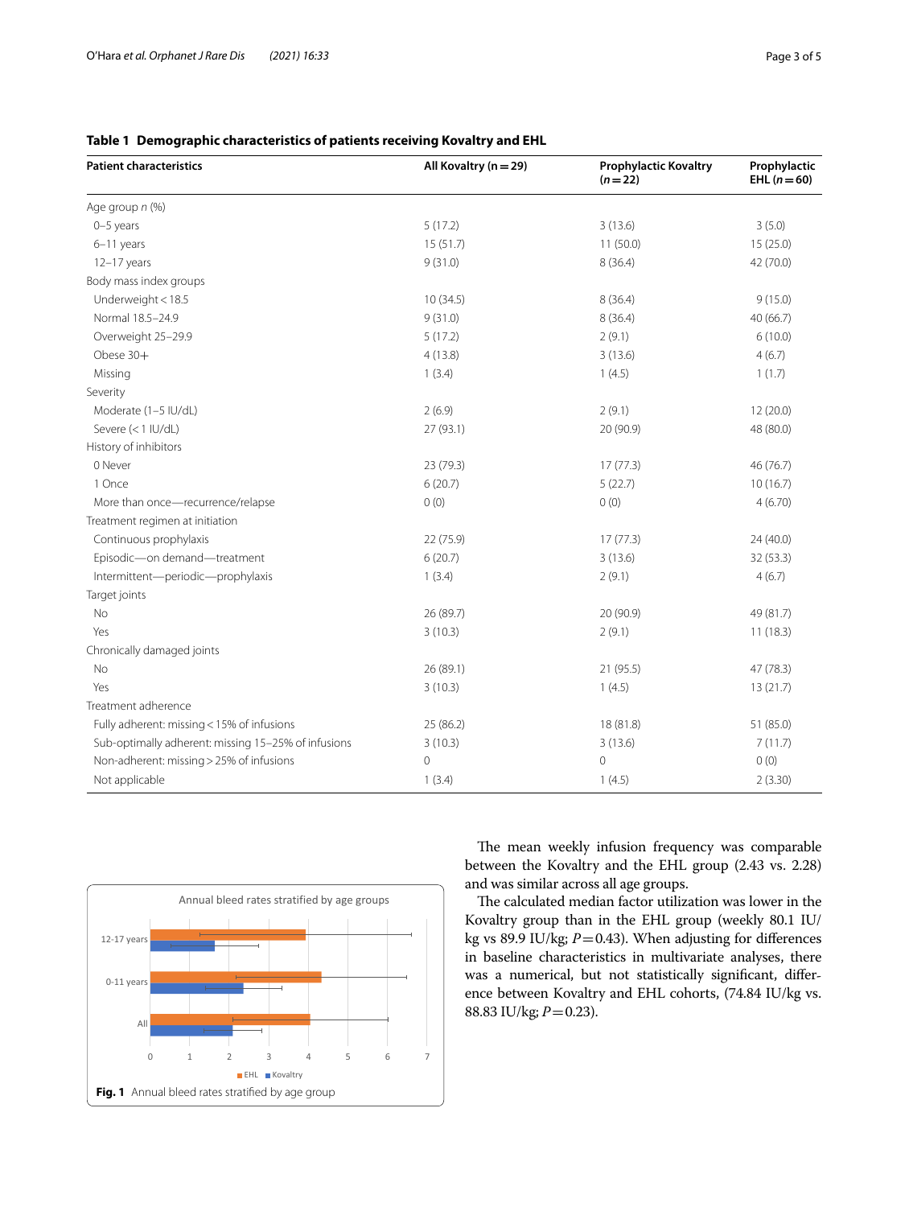**Table 1 Demographic characteristics of patients receiving Kovaltry and EHL**

| Patient characteristics | All Kovaltry (n = 29) | Prophylactic Kovaltry (*n* = 22) | Prophylactic EHL (*n* = 60) |
|---|---|---|---|
| Age group *n* (%) | | | |
| 0–5 years | 5 (17.2) | 3 (13.6) | 3 (5.0) |
| 6–11 years | 15 (51.7) | 11 (50.0) | 15 (25.0) |
| 12–17 years | 9 (31.0) | 8 (36.4) | 42 (70.0) |
| Body mass index groups | | | |
| Underweight < 18.5 | 10 (34.5) | 8 (36.4) | 9 (15.0) |
| Normal 18.5–24.9 | 9 (31.0) | 8 (36.4) | 40 (66.7) |
| Overweight 25–29.9 | 5 (17.2) | 2 (9.1) | 6 (10.0) |
| Obese 30+ | 4 (13.8) | 3 (13.6) | 4 (6.7) |
| Missing | 1 (3.4) | 1 (4.5) | 1 (1.7) |
| Severity | | | |
| Moderate (1–5 IU/dL) | 2 (6.9) | 2 (9.1) | 12 (20.0) |
| Severe (< 1 IU/dL) | 27 (93.1) | 20 (90.9) | 48 (80.0) |
| History of inhibitors | | | |
| 0 Never | 23 (79.3) | 17 (77.3) | 46 (76.7) |
| 1 Once | 6 (20.7) | 5 (22.7) | 10 (16.7) |
| More than once—recurrence/relapse | 0 (0) | 0 (0) | 4 (6.70) |
| Treatment regimen at initiation | | | |
| Continuous prophylaxis | 22 (75.9) | 17 (77.3) | 24 (40.0) |
| Episodic—on demand—treatment | 6 (20.7) | 3 (13.6) | 32 (53.3) |
| Intermittent—periodic—prophylaxis | 1 (3.4) | 2 (9.1) | 4 (6.7) |
| Target joints | | | |
| No | 26 (89.7) | 20 (90.9) | 49 (81.7) |
| Yes | 3 (10.3) | 2 (9.1) | 11 (18.3) |
| Chronically damaged joints | | | |
| No | 26 (89.1) | 21 (95.5) | 47 (78.3) |
| Yes | 3 (10.3) | 1 (4.5) | 13 (21.7) |
| Treatment adherence | | | |
| Fully adherent: missing < 15% of infusions | 25 (86.2) | 18 (81.8) | 51 (85.0) |
| Sub-optimally adherent: missing 15–25% of infusions | 3 (10.3) | 3 (13.6) | 7 (11.7) |
| Non-adherent: missing > 25% of infusions | 0 | 0 | 0 (0) |
| Not applicable | 1 (3.4) | 1 (4.5) | 2 (3.30) |

**Fig. 1** Annual bleed rates stratified by age group

The mean weekly infusion frequency was comparable between the Kovaltry and the EHL group (2.43 vs. 2.28) and was similar across all age groups.

The calculated median factor utilization was lower in the Kovaltry group than in the EHL group (weekly 80.1 IU/kg vs 89.9 IU/kg; $P = 0.43$). When adjusting for differences in baseline characteristics in multivariate analyses, there was a numerical, but not statistically significant, difference between Kovaltry and EHL cohorts, (74.84 IU/kg vs. 88.83 IU/kg; $P = 0.23$).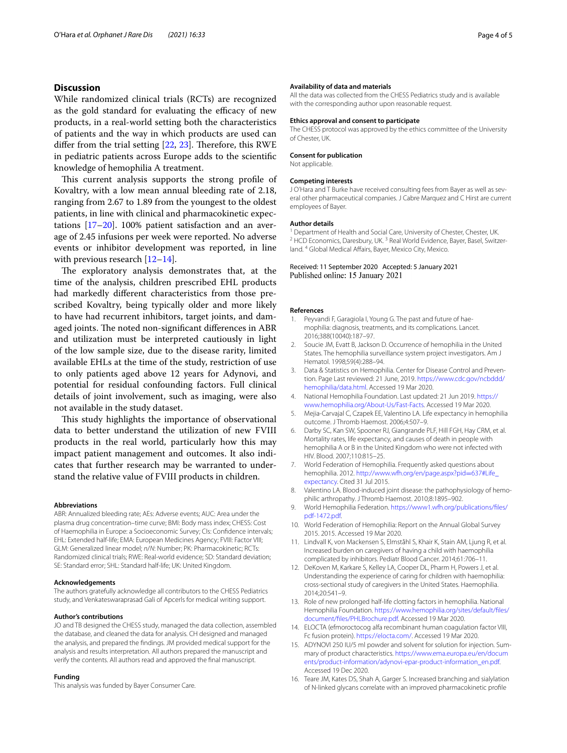## Discussion

While randomized clinical trials (RCTs) are recognized as the gold standard for evaluating the efficacy of new products, in a real-world setting both the characteristics of patients and the way in which products are used can differ from the trial setting [22, 23]. Therefore, this RWE in pediatric patients across Europe adds to the scientific knowledge of hemophilia A treatment.

This current analysis supports the strong profile of Kovaltry, with a low mean annual bleeding rate of 2.18, ranging from 2.67 to 1.89 from the youngest to the oldest patients, in line with clinical and pharmacokinetic expectations [17–20]. 100% patient satisfaction and an average of 2.45 infusions per week were reported. No adverse events or inhibitor development was reported, in line with previous research [12–14].

The exploratory analysis demonstrates that, at the time of the analysis, children prescribed EHL products had markedly different characteristics from those prescribed Kovaltry, being typically older and more likely to have had recurrent inhibitors, target joints, and damaged joints. The noted non-significant differences in ABR and utilization must be interpreted cautiously in light of the low sample size, due to the disease rarity, limited available EHLs at the time of the study, restriction of use to only patients aged above 12 years for Adynovi, and potential for residual confounding factors. Full clinical details of joint involvement, such as imaging, were also not available in the study dataset.

This study highlights the importance of observational data to better understand the utilization of new FVIII products in the real world, particularly how this may impact patient management and outcomes. It also indicates that further research may be warranted to understand the relative value of FVIII products in children.

#### Abbreviations

ABR: Annualized bleeding rate; AEs: Adverse events; AUC: Area under the plasma drug concentration–time curve; BMI: Body mass index; CHESS: Cost of Haemophilia in Europe: a Socioeconomic Survey; CIs: Confidence intervals; EHL: Extended half-life; EMA: European Medicines Agency; FVIII: Factor VIII; GLM: Generalized linear model; *n*/*N*: Number; PK: Pharmacokinetic; RCTs: Randomized clinical trials; RWE: Real-world evidence; SD: Standard deviation; SE: Standard error; SHL: Standard half-life; UK: United Kingdom.

#### Acknowledgements

The authors gratefully acknowledge all contributors to the CHESS Pediatrics study, and Venkateswaraprasad Gali of Apcerls for medical writing support.

#### Author's contributions

JO and TB designed the CHESS study, managed the data collection, assembled the database, and cleaned the data for analysis. CH designed and managed the analysis, and prepared the findings. JM provided medical support for the analysis and results interpretation. All authors prepared the manuscript and verify the contents. All authors read and approved the final manuscript.

#### Funding

This analysis was funded by Bayer Consumer Care.

#### Availability of data and materials

All the data was collected from the CHESS Pediatrics study and is available with the corresponding author upon reasonable request.

#### Ethics approval and consent to participate

The CHESS protocol was approved by the ethics committee of the University of Chester, UK.

#### Consent for publication

Not applicable.

#### Competing interests

J O'Hara and T Burke have received consulting fees from Bayer as well as several other pharmaceutical companies. J Cabre Marquez and C Hirst are current employees of Bayer.

#### Author details

[1] Department of Health and Social Care, University of Chester, Chester, UK. [2] HCD Economics, Daresbury, UK. [3] Real World Evidence, Bayer, Basel, Switzerland. [4] Global Medical Affairs, Bayer, Mexico City, Mexico.

Received: 11 September 2020 Accepted: 5 January 2021
Published online: 15 January 2021

#### References

1. Peyvandi F, Garagiola I, Young G. The past and future of haemophilia: diagnosis, treatments, and its complications. Lancet. 2016;388(10040):187–97.
2. Soucie JM, Evatt B, Jackson D. Occurrence of hemophilia in the United States. The hemophilia surveillance system project investigators. Am J Hematol. 1998;59(4):288–94.
3. Data & Statistics on Hemophilia. Center for Disease Control and Prevention. Page Last reviewed: 21 June, 2019. https://www.cdc.gov/ncbddd/hemophilia/data.html. Accessed 19 Mar 2020.
4. National Hemophilia Foundation. Last updated: 21 Jun 2019. https://www.hemophilia.org/About-Us/Fast-Facts. Accessed 19 Mar 2020.
5. Mejia-Carvajal C, Czapek EE, Valentino LA. Life expectancy in hemophilia outcome. J Thromb Haemost. 2006;4:507–9.
6. Darby SC, Kan SW, Spooner RJ, Giangrande PLF, Hill FGH, Hay CRM, et al. Mortality rates, life expectancy, and causes of death in people with hemophilia A or B in the United Kingdom who were not infected with HIV. Blood. 2007;110:815–25.
7. World Federation of Hemophilia. Frequently asked questions about hemophilia. 2012. http://www.wfh.org/en/page.aspx?pid=637#Life_expectancy. Cited 31 Jul 2015.
8. Valentino LA. Blood-induced joint disease: the pathophysiology of hemophilic arthropathy. J Thromb Haemost. 2010;8:1895–902.
9. World Hemophilia Federation. https://www1.wfh.org/publications/files/pdf-1472.pdf.
10. World Federation of Hemophilia: Report on the Annual Global Survey 2015. 2015. Accessed 19 Mar 2020.
11. Lindvall K, von Mackensen S, Elmståhl S, Khair K, Stain AM, Ljung R, et al. Increased burden on caregivers of having a child with haemophilia complicated by inhibitors. Pediatr Blood Cancer. 2014;61:706–11.
12. DeKoven M, Karkare S, Kelley LA, Cooper DL, Pharm H, Powers J, et al. Understanding the experience of caring for children with haemophilia: cross-sectional study of caregivers in the United States. Haemophilia. 2014;20:541–9.
13. Role of new prolonged half-life clotting factors in hemophilia. National Hemophilia Foundation. https://www.hemophilia.org/sites/default/files/document/files/PHLBrochure.pdf. Accessed 19 Mar 2020.
14. ELOCTA (efmoroctocog alfa recombinant human coagulation factor VIII, Fc fusion protein). https://elocta.com/. Accessed 19 Mar 2020.
15. ADYNOVI 250 IU/5 ml powder and solvent for solution for injection. Summary of product characteristics. https://www.ema.europa.eu/en/documents/product-information/adynovi-epar-product-information_en.pdf. Accessed 19 Dec 2020.
16. Teare JM, Kates DS, Shah A, Garger S. Increased branching and sialylation of N-linked glycans correlate with an improved pharmacokinetic profile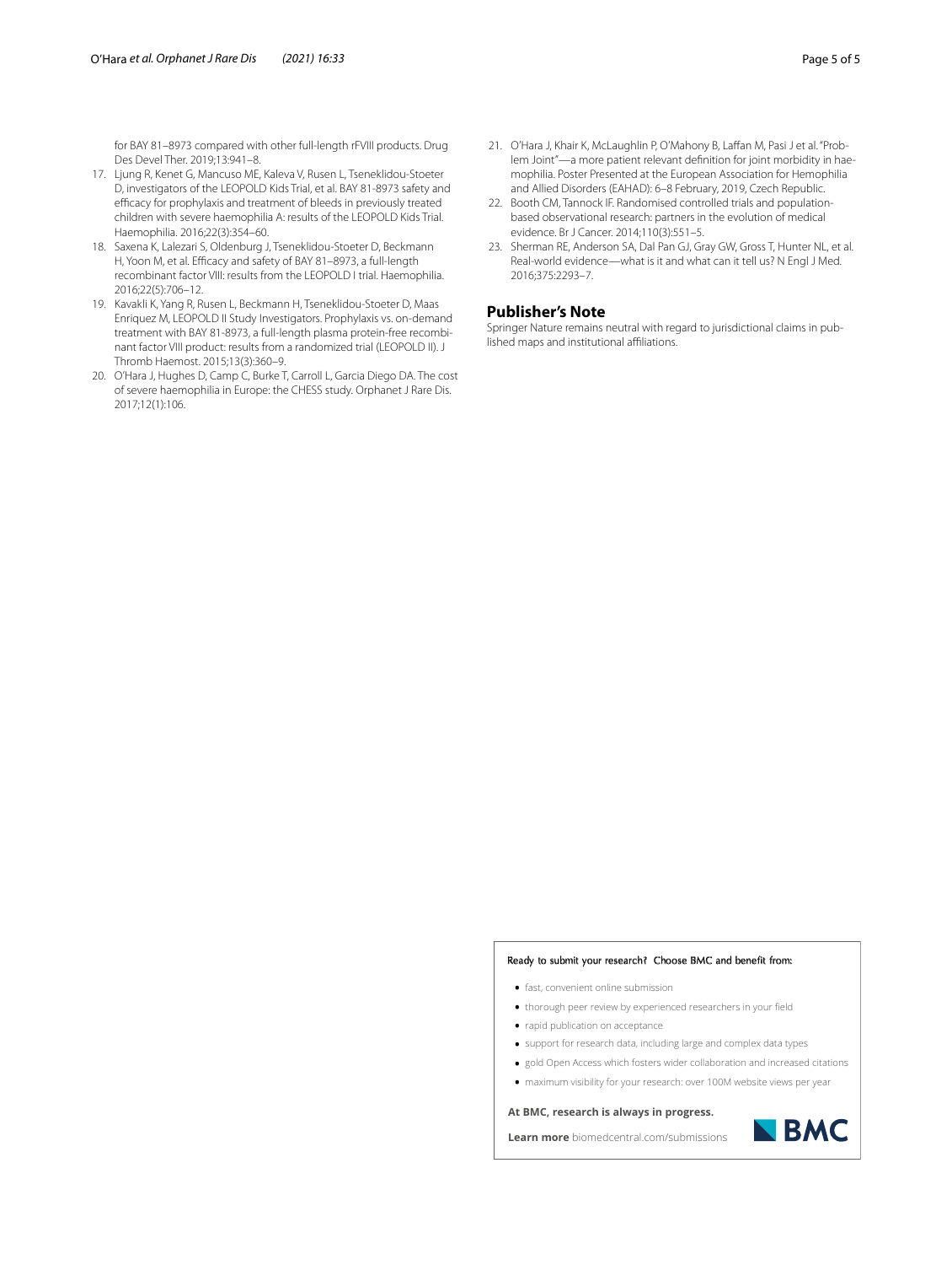for BAY 81–8973 compared with other full-length rFVIII products. Drug Des Devel Ther. 2019;13:941–8.

17. Ljung R, Kenet G, Mancuso ME, Kaleva V, Rusen L, Tseneklidou-Stoeter D, investigators of the LEOPOLD Kids Trial, et al. BAY 81-8973 safety and efficacy for prophylaxis and treatment of bleeds in previously treated children with severe haemophilia A: results of the LEOPOLD Kids Trial. Haemophilia. 2016;22(3):354–60.
18. Saxena K, Lalezari S, Oldenburg J, Tseneklidou-Stoeter D, Beckmann H, Yoon M, et al. Efficacy and safety of BAY 81–8973, a full-length recombinant factor VIII: results from the LEOPOLD I trial. Haemophilia. 2016;22(5):706–12.
19. Kavakli K, Yang R, Rusen L, Beckmann H, Tseneklidou-Stoeter D, Maas Enriquez M, LEOPOLD II Study Investigators. Prophylaxis vs. on-demand treatment with BAY 81-8973, a full-length plasma protein-free recombinant factor VIII product: results from a randomized trial (LEOPOLD II). J Thromb Haemost. 2015;13(3):360–9.
20. O'Hara J, Hughes D, Camp C, Burke T, Carroll L, Garcia Diego DA. The cost of severe haemophilia in Europe: the CHESS study. Orphanet J Rare Dis. 2017;12(1):106.
21. O'Hara J, Khair K, McLaughlin P, O'Mahony B, Laffan M, Pasi J et al. "Problem Joint"—a more patient relevant definition for joint morbidity in haemophilia. Poster Presented at the European Association for Hemophilia and Allied Disorders (EAHAD): 6–8 February, 2019, Czech Republic.
22. Booth CM, Tannock IF. Randomised controlled trials and population-based observational research: partners in the evolution of medical evidence. Br J Cancer. 2014;110(3):551–5.
23. Sherman RE, Anderson SA, Dal Pan GJ, Gray GW, Gross T, Hunter NL, et al. Real-world evidence—what is it and what can it tell us? N Engl J Med. 2016;375:2293–7.

## Publisher's Note

Springer Nature remains neutral with regard to jurisdictional claims in published maps and institutional affiliations.

Ready to submit your research? Choose BMC and benefit from:

- fast, convenient online submission
- thorough peer review by experienced researchers in your field
- rapid publication on acceptance
- support for research data, including large and complex data types
- gold Open Access which fosters wider collaboration and increased citations
- maximum visibility for your research: over 100M website views per year

**At BMC, research is always in progress.**

**Learn more** biomedcentral.com/submissions

BMC